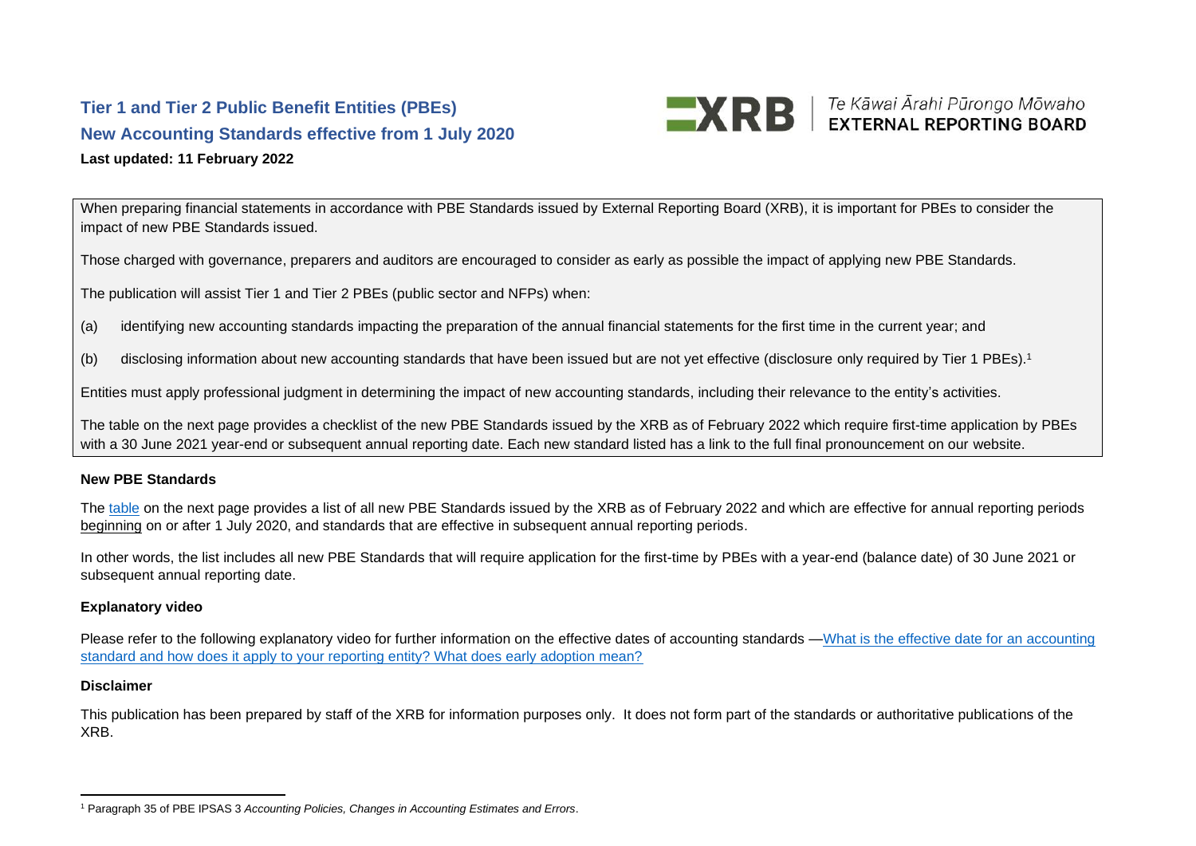# Tier 1 and Tier 2 Public Benefit Entities (PBEs)

## New Accounting Standards effective from 1 July 2020

**Last updated: 11 February 2022**

XRB | Te Kāwai Ārahi Pūrongo Mōwaho EXTERNAL REPORTING BOARD

When preparing financial statements in accordance with PBE Standards issued by External Reporting Board (XRB), it is important for PBEs to consider the impact of new PBE Standards issued.

Those charged with governance, preparers and auditors are encouraged to consider as early as possible the impact of applying new PBE Standards.

The publication will assist Tier 1 and Tier 2 PBEs (public sector and NFPs) when:

(a) identifying new accounting standards impacting the preparation of the annual financial statements for the first time in the current year; and

(b) disclosing information about new accounting standards that have been issued but are not yet effective (disclosure only required by Tier 1 PBEs).[1]

Entities must apply professional judgment in determining the impact of new accounting standards, including their relevance to the entity's activities.

The table on the next page provides a checklist of the new PBE Standards issued by the XRB as of February 2022 which require first-time application by PBEs with a 30 June 2021 year-end or subsequent annual reporting date. Each new standard listed has a link to the full final pronouncement on our website.

### New PBE Standards

The table on the next page provides a list of all new PBE Standards issued by the XRB as of February 2022 and which are effective for annual reporting periods beginning on or after 1 July 2020, and standards that are effective in subsequent annual reporting periods.

In other words, the list includes all new PBE Standards that will require application for the first-time by PBEs with a year-end (balance date) of 30 June 2021 or subsequent annual reporting date.

### Explanatory video

Please refer to the following explanatory video for further information on the effective dates of accounting standards —What is the effective date for an accounting standard and how does it apply to your reporting entity? What does early adoption mean?

### Disclaimer

This publication has been prepared by staff of the XRB for information purposes only. It does not form part of the standards or authoritative publications of the XRB.

---

[1] Paragraph 35 of PBE IPSAS 3 *Accounting Policies, Changes in Accounting Estimates and Errors*.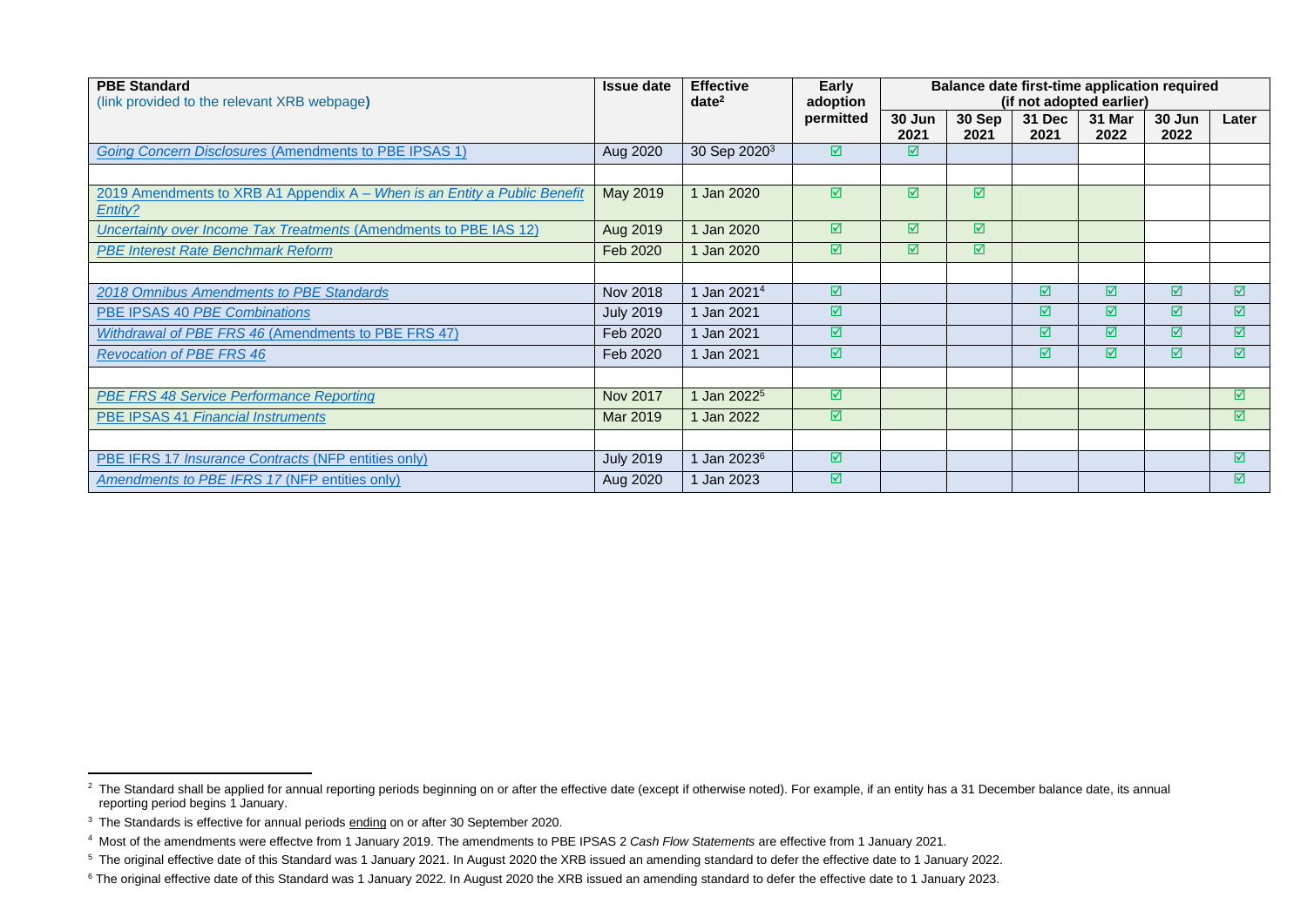| PBE Standard (link provided to the relevant XRB webpage) | Issue date | Effective date[2] | Early adoption permitted | Balance date first-time application required (if not adopted earlier) | | | | | |
|---|---|---|---|---|---|---|---|---|---|
| | | | | 30 Jun 2021 | 30 Sep 2021 | 31 Dec 2021 | 31 Mar 2022 | 30 Jun 2022 | Later |
| *Going Concern Disclosures* (Amendments to PBE IPSAS 1) | Aug 2020 | 30 Sep 2020[3] | ☑ | ☑ | | | | | |
| | | | | | | | | | |
| 2019 Amendments to XRB A1 Appendix A – *When is an Entity a Public Benefit Entity?* | May 2019 | 1 Jan 2020 | ☑ | ☑ | ☑ | | | | |
| *Uncertainty over Income Tax Treatments* (Amendments to PBE IAS 12) | Aug 2019 | 1 Jan 2020 | ☑ | ☑ | ☑ | | | | |
| *PBE Interest Rate Benchmark Reform* | Feb 2020 | 1 Jan 2020 | ☑ | ☑ | ☑ | | | | |
| | | | | | | | | | |
| *2018 Omnibus Amendments to PBE Standards* | Nov 2018 | 1 Jan 2021[4] | ☑ | | | ☑ | ☑ | ☑ | ☑ |
| PBE IPSAS 40 *PBE Combinations* | July 2019 | 1 Jan 2021 | ☑ | | | ☑ | ☑ | ☑ | ☑ |
| *Withdrawal of PBE FRS 46* (Amendments to PBE FRS 47) | Feb 2020 | 1 Jan 2021 | ☑ | | | ☑ | ☑ | ☑ | ☑ |
| *Revocation of PBE FRS 46* | Feb 2020 | 1 Jan 2021 | ☑ | | | ☑ | ☑ | ☑ | ☑ |
| | | | | | | | | | |
| *PBE FRS 48 Service Performance Reporting* | Nov 2017 | 1 Jan 2022[5] | ☑ | | | | | | ☑ |
| PBE IPSAS 41 *Financial Instruments* | Mar 2019 | 1 Jan 2022 | ☑ | | | | | | ☑ |
| | | | | | | | | | |
| PBE IFRS 17 *Insurance Contracts* (NFP entities only) | July 2019 | 1 Jan 2023[6] | ☑ | | | | | | ☑ |
| *Amendments to PBE IFRS 17* (NFP entities only) | Aug 2020 | 1 Jan 2023 | ☑ | | | | | | ☑ |

[2] The Standard shall be applied for annual reporting periods beginning on or after the effective date (except if otherwise noted). For example, if an entity has a 31 December balance date, its annual reporting period begins 1 January.

[3] The Standards is effective for annual periods ending on or after 30 September 2020.

[4] Most of the amendments were effectve from 1 January 2019. The amendments to PBE IPSAS 2 *Cash Flow Statements* are effective from 1 January 2021.

[5] The original effective date of this Standard was 1 January 2021. In August 2020 the XRB issued an amending standard to defer the effective date to 1 January 2022.

[6] The original effective date of this Standard was 1 January 2022. In August 2020 the XRB issued an amending standard to defer the effective date to 1 January 2023.